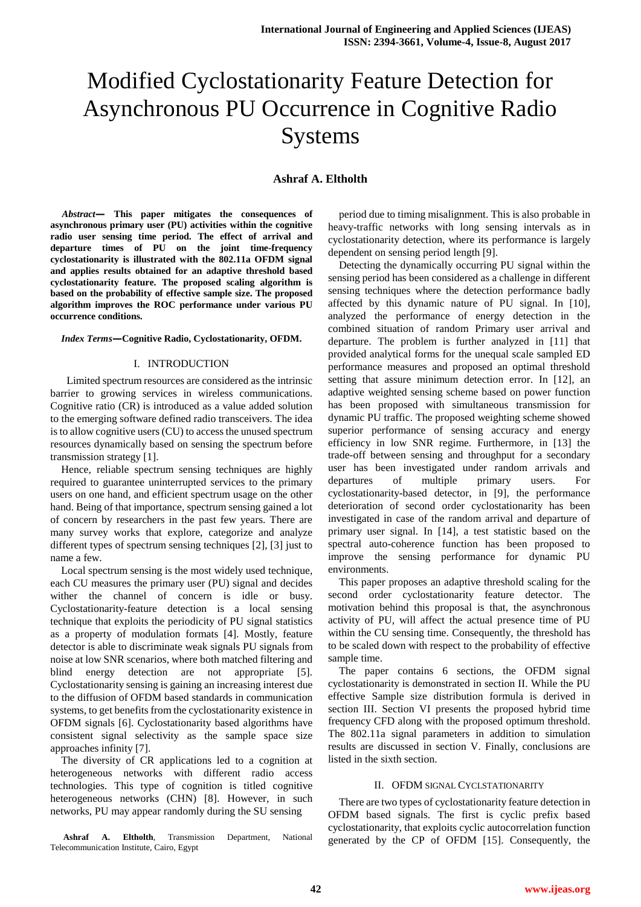# Modified Cyclostationarity Feature Detection for Asynchronous PU Occurrence in Cognitive Radio Systems

**Ashraf A. Eltholth**

***Abstract*— This paper mitigates the consequences of asynchronous primary user (PU) activities within the cognitive radio user sensing time period. The effect of arrival and departure times of PU on the joint time-frequency cyclostationarity is illustrated with the 802.11a OFDM signal and applies results obtained for an adaptive threshold based cyclostationarity feature. The proposed scaling algorithm is based on the probability of effective sample size. The proposed algorithm improves the ROC performance under various PU occurrence conditions.**

***Index Terms*—Cognitive Radio, Cyclostationarity, OFDM.**

## I. INTRODUCTION

Limited spectrum resources are considered as the intrinsic barrier to growing services in wireless communications. Cognitive ratio (CR) is introduced as a value added solution to the emerging software defined radio transceivers. The idea is to allow cognitive users (CU) to access the unused spectrum resources dynamically based on sensing the spectrum before transmission strategy [1].

Hence, reliable spectrum sensing techniques are highly required to guarantee uninterrupted services to the primary users on one hand, and efficient spectrum usage on the other hand. Being of that importance, spectrum sensing gained a lot of concern by researchers in the past few years. There are many survey works that explore, categorize and analyze different types of spectrum sensing techniques [2], [3] just to name a few.

Local spectrum sensing is the most widely used technique, each CU measures the primary user (PU) signal and decides wither the channel of concern is idle or busy. Cyclostationarity-feature detection is a local sensing technique that exploits the periodicity of PU signal statistics as a property of modulation formats [4]. Mostly, feature detector is able to discriminate weak signals PU signals from noise at low SNR scenarios, where both matched filtering and blind energy detection are not appropriate [5]. Cyclostationarity sensing is gaining an increasing interest due to the diffusion of OFDM based standards in communication systems, to get benefits from the cyclostationarity existence in OFDM signals [6]. Cyclostationarity based algorithms have consistent signal selectivity as the sample space size approaches infinity [7].

The diversity of CR applications led to a cognition at heterogeneous networks with different radio access technologies. This type of cognition is titled cognitive heterogeneous networks (CHN) [8]. However, in such networks, PU may appear randomly during the SU sensing period due to timing misalignment. This is also probable in heavy-traffic networks with long sensing intervals as in cyclostationarity detection, where its performance is largely dependent on sensing period length [9].

Detecting the dynamically occurring PU signal within the sensing period has been considered as a challenge in different sensing techniques where the detection performance badly affected by this dynamic nature of PU signal. In [10], analyzed the performance of energy detection in the combined situation of random Primary user arrival and departure. The problem is further analyzed in [11] that provided analytical forms for the unequal scale sampled ED performance measures and proposed an optimal threshold setting that assure minimum detection error. In [12], an adaptive weighted sensing scheme based on power function has been proposed with simultaneous transmission for dynamic PU traffic. The proposed weighting scheme showed superior performance of sensing accuracy and energy efficiency in low SNR regime. Furthermore, in [13] the trade-off between sensing and throughput for a secondary user has been investigated under random arrivals and departures of multiple primary users. For cyclostationarity-based detector, in [9], the performance deterioration of second order cyclostationarity has been investigated in case of the random arrival and departure of primary user signal. In [14], a test statistic based on the spectral auto-coherence function has been proposed to improve the sensing performance for dynamic PU environments.

This paper proposes an adaptive threshold scaling for the second order cyclostationarity feature detector. The motivation behind this proposal is that, the asynchronous activity of PU, will affect the actual presence time of PU within the CU sensing time. Consequently, the threshold has to be scaled down with respect to the probability of effective sample time.

The paper contains 6 sections, the OFDM signal cyclostationarity is demonstrated in section II. While the PU effective Sample size distribution formula is derived in section III. Section VI presents the proposed hybrid time frequency CFD along with the proposed optimum threshold. The 802.11a signal parameters in addition to simulation results are discussed in section V. Finally, conclusions are listed in the sixth section.

## II. OFDM SIGNAL CYCLSTATIONARITY

There are two types of cyclostationarity feature detection in OFDM based signals. The first is cyclic prefix based cyclostationarity, that exploits cyclic autocorrelation function generated by the CP of OFDM [15]. Consequently, the

**Ashraf A. Eltholth**, Transmission Department, National Telecommunication Institute, Cairo, Egypt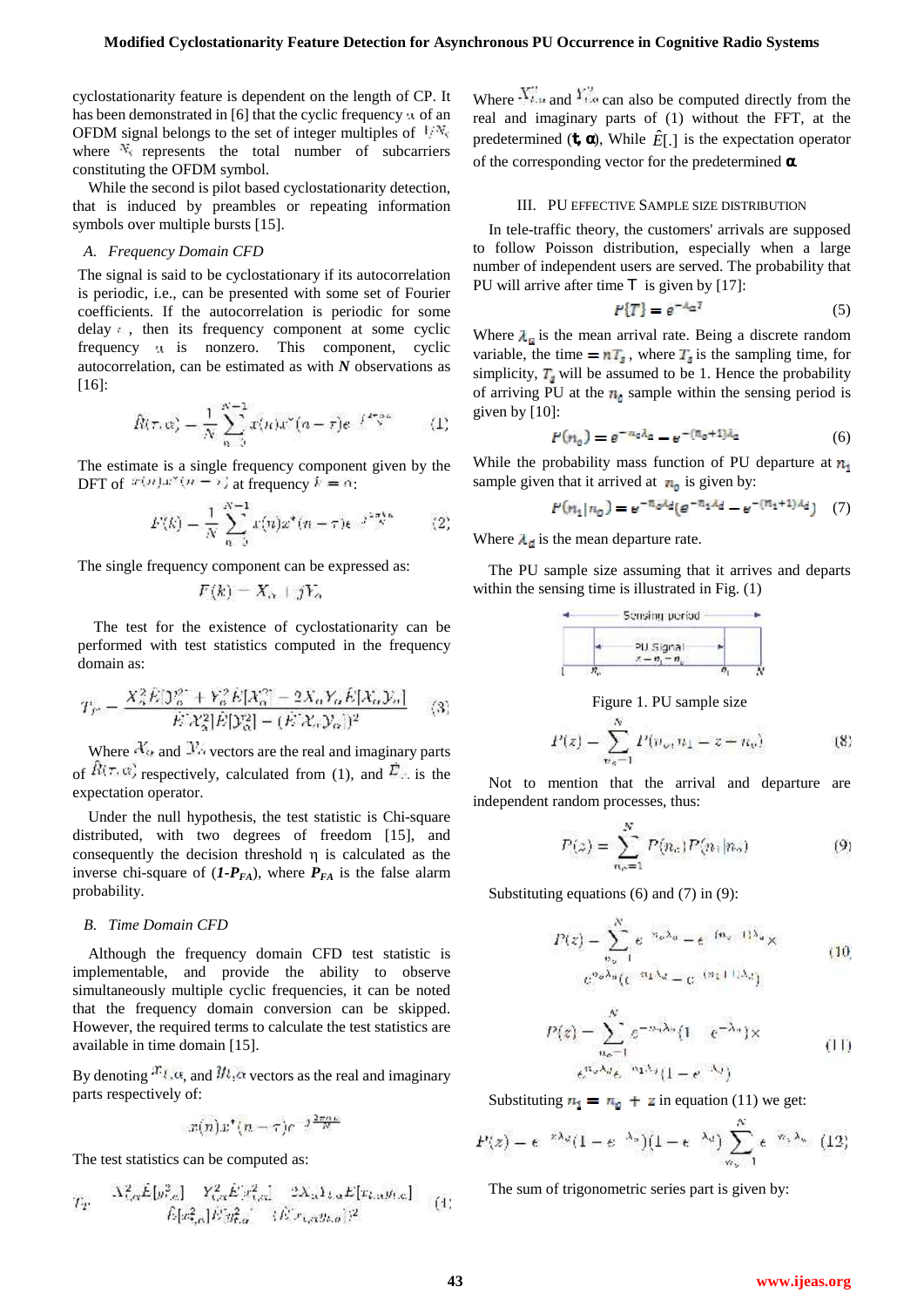cyclostationarity feature is dependent on the length of CP. It has been demonstrated in [6] that the cyclic frequency $\alpha$ of an OFDM signal belongs to the set of integer multiples of $1/N_s$ where $N_s$ represents the total number of subcarriers constituting the OFDM symbol.

While the second is pilot based cyclostationarity detection, that is induced by preambles or repeating information symbols over multiple bursts [15].

### A. Frequency Domain CFD

The signal is said to be cyclostationary if its autocorrelation is periodic, i.e., can be presented with some set of Fourier coefficients. If the autocorrelation is periodic for some delay $\tau$, then its frequency component at some cyclic frequency $\alpha$ is nonzero. This component, cyclic autocorrelation, can be estimated as with $N$ observations as [16]:

$$\hat{R}(\tau,\alpha) = \frac{1}{N}\sum_{n=0}^{N-1} x(n)x^{*}(n-\tau)e^{-j\frac{2\pi\alpha n}{N}} \qquad (1)$$

The estimate is a single frequency component given by the DFT of $x(n)x^{*}(n-\tau)$ at frequency $k=\alpha$:

$$F(k) = \frac{1}{N}\sum_{n=0}^{N-1} x(n)x^{*}(n-\tau)e^{-j\frac{2\pi kn}{N}} \qquad (2)$$

The single frequency component can be expressed as:

$$F(k) = X_\alpha + jY_\alpha$$

The test for the existence of cyclostationarity can be performed with test statistics computed in the frequency domain as:

$$T_F = \frac{X_\alpha^2\hat{E}[\mathcal{Y}_\alpha^2] + Y_\alpha^2\hat{E}[\mathcal{X}_\alpha^2] - 2X_\alpha Y_\alpha \hat{E}[\mathcal{X}_\alpha\mathcal{Y}_\alpha]}{\hat{E}[\mathcal{X}_\alpha^2]\hat{E}[\mathcal{Y}_\alpha^2] - (\hat{E}[\mathcal{X}_\alpha\mathcal{Y}_\alpha])^2} \qquad (3)$$

Where $\mathcal{X}_\alpha$ and $\mathcal{Y}_\alpha$ vectors are the real and imaginary parts of $\hat{R}(\tau,\alpha)$ respectively, calculated from (1), and $\hat{E}[.]$ is the expectation operator.

Under the null hypothesis, the test statistic is Chi-square distributed, with two degrees of freedom [15], and consequently the decision threshold η is calculated as the inverse chi-square of (*1-P<sub>FA</sub>*), where $P_{FA}$ is the false alarm probability.

### B. Time Domain CFD

Although the frequency domain CFD test statistic is implementable, and provide the ability to observe simultaneously multiple cyclic frequencies, it can be noted that the frequency domain conversion can be skipped. However, the required terms to calculate the test statistics are available in time domain [15].

By denoting $x_{t,\alpha}$ and $y_{t,\alpha}$ vectors as the real and imaginary parts respectively of:

$$x(n)x^{*}(n-\tau)e^{-j\frac{2\pi\alpha n}{N}}$$

The test statistics can be computed as:

$$T_T = \frac{X_{t,\alpha}^2\hat{E}[y_{t,\alpha}^2] + Y_{t,\alpha}^2\hat{E}[x_{t,\alpha}^2] - 2X_{t,\alpha}Y_{t,\alpha}\hat{E}[x_{t,\alpha}y_{t,\alpha}]}{\hat{E}[x_{t,\alpha}^2]\hat{E}[y_{t,\alpha}^2] - (\hat{E}[x_{t,\alpha}y_{t,\alpha}])^2} \qquad (4)$$

Where $X_{t,\alpha}^{\prime\prime}$ and $Y_{t,\alpha}^{\prime\prime}$ can also be computed directly from the real and imaginary parts of (1) without the FFT, at the predetermined (**τ, α**), While $\hat{E}[.]$ is the expectation operator of the corresponding vector for the predetermined **α**.

## III. PU Effective Sample Size Distribution

In tele-traffic theory, the customers' arrivals are supposed to follow Poisson distribution, especially when a large number of independent users are served. The probability that PU will arrive after time T is given by [17]:

$$P\{T\} = e^{-\lambda_a T} \qquad (5)$$

Where $\lambda_a$ is the mean arrival rate. Being a discrete random variable, the time $= nT_s$, where $T_s$ is the sampling time, for simplicity, $T_s$ will be assumed to be 1. Hence the probability of arriving PU at the $n_0$ sample within the sensing period is given by [10]:

$$P(n_0) = e^{-n_0\lambda_a} - e^{-(n_0+1)\lambda_a} \qquad (6)$$

While the probability mass function of PU departure at $n_1$ sample given that it arrived at $n_0$ is given by:

$$P(n_1|n_0) = e^{-n_0\lambda_d}(e^{-n_1\lambda_d} - e^{-(n_1+1)\lambda_d}) \qquad (7)$$

Where $\lambda_d$ is the mean departure rate.

The PU sample size assuming that it arrives and departs within the sensing time is illustrated in Fig. (1)

Figure 1. PU sample size

$$P(z) = \sum_{n_0=1}^{N} P(n_0, n_1 = z - n_0) \qquad (8)$$

Not to mention that the arrival and departure are independent random processes, thus:

$$P(z) = \sum_{n_0=1}^{N} P(n_0)P(n_1|n_0) \qquad (9)$$

Substituting equations (6) and (7) in (9):

$$P(z) = \sum_{n_0=1}^{N} e^{-n_0\lambda_a} - e^{-(n_0+1)\lambda_a} \times e^{n_0\lambda_d}(e^{-n_1\lambda_d} - e^{-(n_1+1)\lambda_d}) \qquad (10)$$

$$P(z) = \sum_{n_0=1}^{N} e^{-n_0\lambda_a}(1-e^{-\lambda_a}) \times e^{n_0\lambda_d}e^{-n_1\lambda_d}(1-e^{-\lambda_d}) \qquad (11)$$

Substituting $n_1 = n_0 + z$ in equation (11) we get:

$$P(z) = e^{-z\lambda_d}(1-e^{-\lambda_a})(1-e^{-\lambda_d})\sum_{n_0=1}^{N} e^{-n_0\lambda_a} \qquad (12)$$

The sum of trigonometric series part is given by: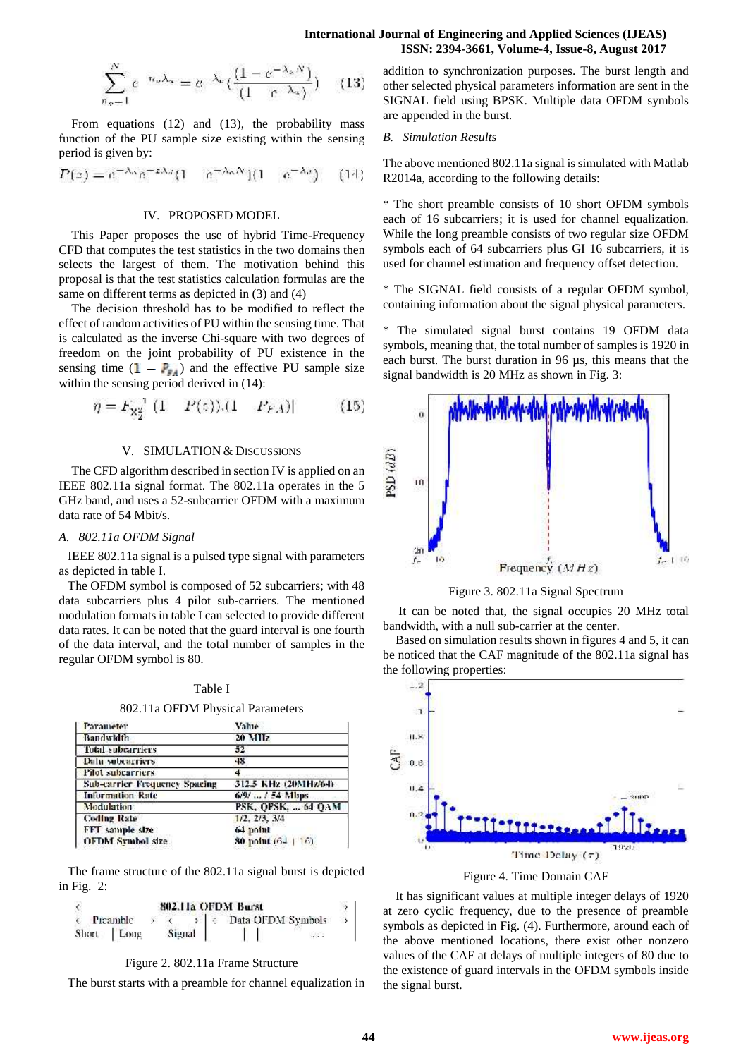$$\sum_{n_s=1}^{N} e^{-n_s \lambda_s} = e^{-\lambda_s} \left( \frac{(1 - e^{-\lambda_s N})}{(1 - e^{-\lambda_s})} \right) \quad (13)$$

From equations (12) and (13), the probability mass function of the PU sample size existing within the sensing period is given by:

$$P(z) = e^{-\lambda_s} e^{-z\lambda_d} (1 - e^{-\lambda_s N})(1 - e^{-\lambda_d}) \quad (14)$$

## IV. PROPOSED MODEL

This Paper proposes the use of hybrid Time-Frequency CFD that computes the test statistics in the two domains then selects the largest of them. The motivation behind this proposal is that the test statistics calculation formulas are the same on different terms as depicted in (3) and (4)

The decision threshold has to be modified to reflect the effect of random activities of PU within the sensing time. That is calculated as the inverse Chi-square with two degrees of freedom on the joint probability of PU existence in the sensing time $(1 - P_{FA})$ and the effective PU sample size within the sensing period derived in (14):

$$\eta = F_{\chi_2^2}^{-1} \left[ (1 - P(z)).(1 - P_{FA}) \right] \quad (15)$$

## V. SIMULATION & DISCUSSIONS

The CFD algorithm described in section IV is applied on an IEEE 802.11a signal format. The 802.11a operates in the 5 GHz band, and uses a 52-subcarrier OFDM with a maximum data rate of 54 Mbit/s.

### A. 802.11a OFDM Signal

IEEE 802.11a signal is a pulsed type signal with parameters as depicted in table I.

The OFDM symbol is composed of 52 subcarriers; with 48 data subcarriers plus 4 pilot sub-carriers. The mentioned modulation formats in table I can selected to provide different data rates. It can be noted that the guard interval is one fourth of the data interval, and the total number of samples in the regular OFDM symbol is 80.

Table I

802.11a OFDM Physical Parameters

| Parameter | Value |
|---|---|
| Bandwidth | 20 MHz |
| Total subcarriers | 52 |
| Data subcarriers | 48 |
| Pilot subcarriers | 4 |
| Sub-carrier Frequency Spacing | 312.5 KHz (20MHz/64) |
| Information Rate | 6/9/ ... / 54 Mbps |
| Modulation | PSK, QPSK, ... 64 QAM |
| Coding Rate | 1/2, 2/3, 3/4 |
| FFT sample size | 64 point |
| OFDM Symbol size | 80 point (64 + 16) |

The frame structure of the 802.11a signal burst is depicted in Fig. 2:

Figure 2. 802.11a Frame Structure

The burst starts with a preamble for channel equalization in addition to synchronization purposes. The burst length and other selected physical parameters information are sent in the SIGNAL field using BPSK. Multiple data OFDM symbols are appended in the burst.

### B. Simulation Results

The above mentioned 802.11a signal is simulated with Matlab R2014a, according to the following details:

* The short preamble consists of 10 short OFDM symbols each of 16 subcarriers; it is used for channel equalization. While the long preamble consists of two regular size OFDM symbols each of 64 subcarriers plus GI 16 subcarriers, it is used for channel estimation and frequency offset detection.

* The SIGNAL field consists of a regular OFDM symbol, containing information about the signal physical parameters.

* The simulated signal burst contains 19 OFDM data symbols, meaning that, the total number of samples is 1920 in each burst. The burst duration in 96 µs, this means that the signal bandwidth is 20 MHz as shown in Fig. 3:

Figure 3. 802.11a Signal Spectrum

It can be noted that, the signal occupies 20 MHz total bandwidth, with a null sub-carrier at the center.

Based on simulation results shown in figures 4 and 5, it can be noticed that the CAF magnitude of the 802.11a signal has the following properties:

Figure 4. Time Domain CAF

It has significant values at multiple integer delays of 1920 at zero cyclic frequency, due to the presence of preamble symbols as depicted in Fig. (4). Furthermore, around each of the above mentioned locations, there exist other nonzero values of the CAF at delays of multiple integers of 80 due to the existence of guard intervals in the OFDM symbols inside the signal burst.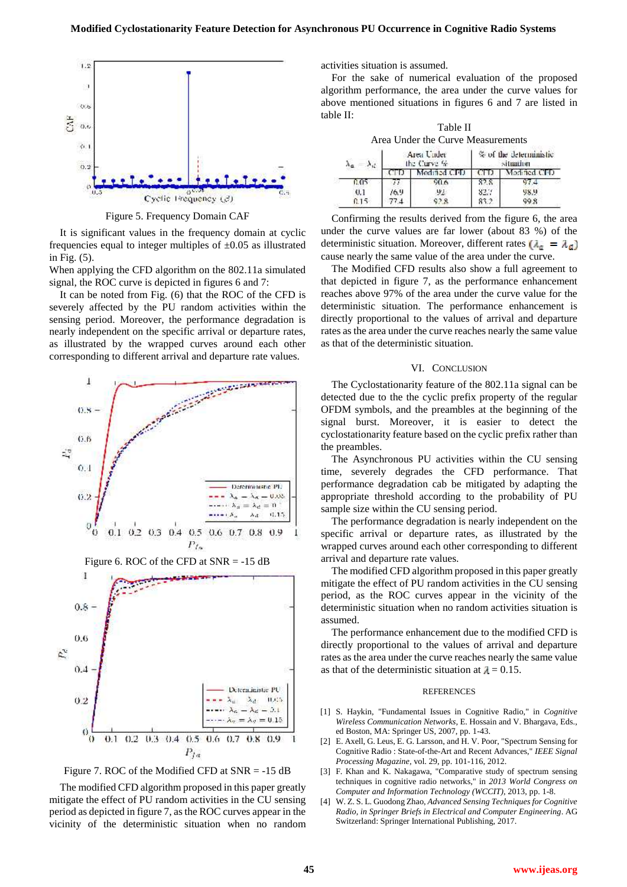Figure 5. Frequency Domain CAF

It is significant values in the frequency domain at cyclic frequencies equal to integer multiples of ±0.05 as illustrated in Fig. (5).

When applying the CFD algorithm on the 802.11a simulated signal, the ROC curve is depicted in figures 6 and 7:

It can be noted from Fig. (6) that the ROC of the CFD is severely affected by the PU random activities within the sensing period. Moreover, the performance degradation is nearly independent on the specific arrival or departure rates, as illustrated by the wrapped curves around each other corresponding to different arrival and departure rate values.

Figure 6. ROC of the CFD at SNR = -15 dB

Figure 7. ROC of the Modified CFD at SNR = -15 dB

The modified CFD algorithm proposed in this paper greatly mitigate the effect of PU random activities in the CU sensing period as depicted in figure 7, as the ROC curves appear in the vicinity of the deterministic situation when no random activities situation is assumed.

For the sake of numerical evaluation of the proposed algorithm performance, the area under the curve values for above mentioned situations in figures 6 and 7 are listed in table II:

Table II
Area Under the Curve Measurements

| $\lambda_a = \lambda_d$ | Area Under the Curve % | | % of the deterministic situation | |
|---|---|---|---|---|
| | CFD | Modified CFD | CFD | Modified CFD |
| 0.05 | 77 | 90.6 | 82.8 | 97.4 |
| 0.1 | 76.9 | 92 | 82.7 | 98.9 |
| 0.15 | 77.4 | 92.8 | 83.2 | 99.8 |

Confirming the results derived from the figure 6, the area under the curve values are far lower (about 83 %) of the deterministic situation. Moreover, different rates ($\lambda_a = \lambda_d$) cause nearly the same value of the area under the curve.

The Modified CFD results also show a full agreement to that depicted in figure 7, as the performance enhancement reaches above 97% of the area under the curve value for the deterministic situation. The performance enhancement is directly proportional to the values of arrival and departure rates as the area under the curve reaches nearly the same value as that of the deterministic situation.

## VI. Conclusion

The Cyclostationarity feature of the 802.11a signal can be detected due to the the cyclic prefix property of the regular OFDM symbols, and the preambles at the beginning of the signal burst. Moreover, it is easier to detect the cyclostationarity feature based on the cyclic prefix rather than the preambles.

The Asynchronous PU activities within the CU sensing time, severely degrades the CFD performance. That performance degradation cab be mitigated by adapting the appropriate threshold according to the probability of PU sample size within the CU sensing period.

The performance degradation is nearly independent on the specific arrival or departure rates, as illustrated by the wrapped curves around each other corresponding to different arrival and departure rate values.

The modified CFD algorithm proposed in this paper greatly mitigate the effect of PU random activities in the CU sensing period, as the ROC curves appear in the vicinity of the deterministic situation when no random activities situation is assumed.

The performance enhancement due to the modified CFD is directly proportional to the values of arrival and departure rates as the area under the curve reaches nearly the same value as that of the deterministic situation at $\lambda = 0.15$.

### References

[1] S. Haykin, "Fundamental Issues in Cognitive Radio," in *Cognitive Wireless Communication Networks*, E. Hossain and V. Bhargava, Eds., ed Boston, MA: Springer US, 2007, pp. 1-43.

[2] E. Axell, G. Leus, E. G. Larsson, and H. V. Poor, "Spectrum Sensing for Cognitive Radio : State-of-the-Art and Recent Advances," *IEEE Signal Processing Magazine*, vol. 29, pp. 101-116, 2012.

[3] F. Khan and K. Nakagawa, "Comparative study of spectrum sensing techniques in cognitive radio networks," in *2013 World Congress on Computer and Information Technology (WCCIT)*, 2013, pp. 1-8.

[4] W. Z. S. L. Guodong Zhao, *Advanced Sensing Techniques for Cognitive Radio, in Springer Briefs in Electrical and Computer Engineering*. AG Switzerland: Springer International Publishing, 2017.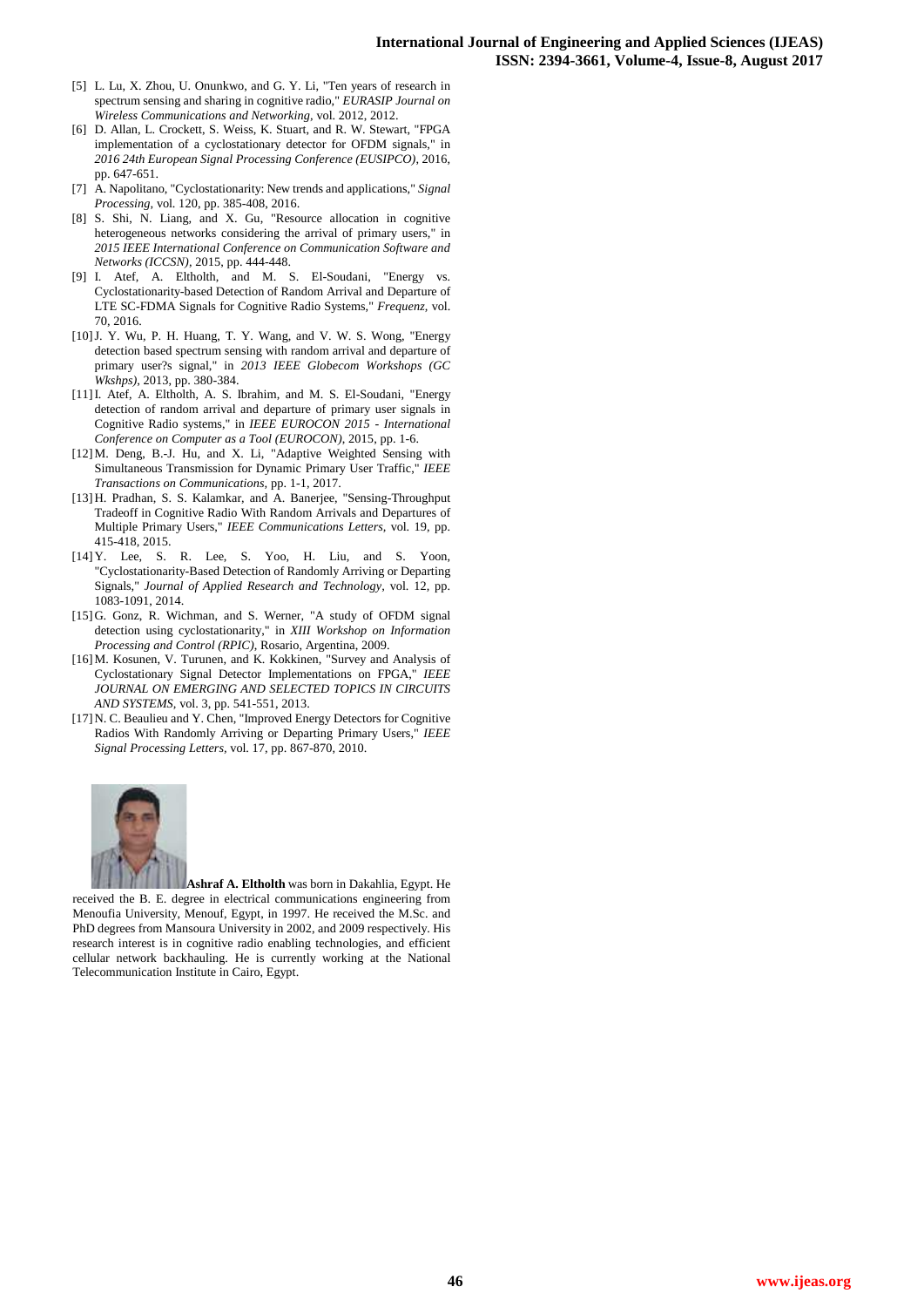[5] L. Lu, X. Zhou, U. Onunkwo, and G. Y. Li, "Ten years of research in spectrum sensing and sharing in cognitive radio," *EURASIP Journal on Wireless Communications and Networking*, vol. 2012, 2012.

[6] D. Allan, L. Crockett, S. Weiss, K. Stuart, and R. W. Stewart, "FPGA implementation of a cyclostationary detector for OFDM signals," in *2016 24th European Signal Processing Conference (EUSIPCO)*, 2016, pp. 647-651.

[7] A. Napolitano, "Cyclostationarity: New trends and applications," *Signal Processing*, vol. 120, pp. 385-408, 2016.

[8] S. Shi, N. Liang, and X. Gu, "Resource allocation in cognitive heterogeneous networks considering the arrival of primary users," in *2015 IEEE International Conference on Communication Software and Networks (ICCSN)*, 2015, pp. 444-448.

[9] I. Atef, A. Eltholth, and M. S. El-Soudani, "Energy vs. Cyclostationarity-based Detection of Random Arrival and Departure of LTE SC-FDMA Signals for Cognitive Radio Systems," *Frequenz*, vol. 70, 2016.

[10] J. Y. Wu, P. H. Huang, T. Y. Wang, and V. W. S. Wong, "Energy detection based spectrum sensing with random arrival and departure of primary user?s signal," in *2013 IEEE Globecom Workshops (GC Wkshps)*, 2013, pp. 380-384.

[11] I. Atef, A. Eltholth, A. S. Ibrahim, and M. S. El-Soudani, "Energy detection of random arrival and departure of primary user signals in Cognitive Radio systems," in *IEEE EUROCON 2015 - International Conference on Computer as a Tool (EUROCON)*, 2015, pp. 1-6.

[12] M. Deng, B.-J. Hu, and X. Li, "Adaptive Weighted Sensing with Simultaneous Transmission for Dynamic Primary User Traffic," *IEEE Transactions on Communications*, pp. 1-1, 2017.

[13] H. Pradhan, S. S. Kalamkar, and A. Banerjee, "Sensing-Throughput Tradeoff in Cognitive Radio With Random Arrivals and Departures of Multiple Primary Users," *IEEE Communications Letters*, vol. 19, pp. 415-418, 2015.

[14] Y. Lee, S. R. Lee, S. Yoo, H. Liu, and S. Yoon, "Cyclostationarity-Based Detection of Randomly Arriving or Departing Signals," *Journal of Applied Research and Technology*, vol. 12, pp. 1083-1091, 2014.

[15] G. Gonz, R. Wichman, and S. Werner, "A study of OFDM signal detection using cyclostationarity," in *XIII Workshop on Information Processing and Control (RPIC)*, Rosario, Argentina, 2009.

[16] M. Kosunen, V. Turunen, and K. Kokkinen, "Survey and Analysis of Cyclostationary Signal Detector Implementations on FPGA," *IEEE JOURNAL ON EMERGING AND SELECTED TOPICS IN CIRCUITS AND SYSTEMS*, vol. 3, pp. 541-551, 2013.

[17] N. C. Beaulieu and Y. Chen, "Improved Energy Detectors for Cognitive Radios With Randomly Arriving or Departing Primary Users," *IEEE Signal Processing Letters*, vol. 17, pp. 867-870, 2010.

**Ashraf A. Eltholth** was born in Dakahlia, Egypt. He received the B. E. degree in electrical communications engineering from Menoufia University, Menouf, Egypt, in 1997. He received the M.Sc. and PhD degrees from Mansoura University in 2002, and 2009 respectively. His research interest is in cognitive radio enabling technologies, and efficient cellular network backhauling. He is currently working at the National Telecommunication Institute in Cairo, Egypt.